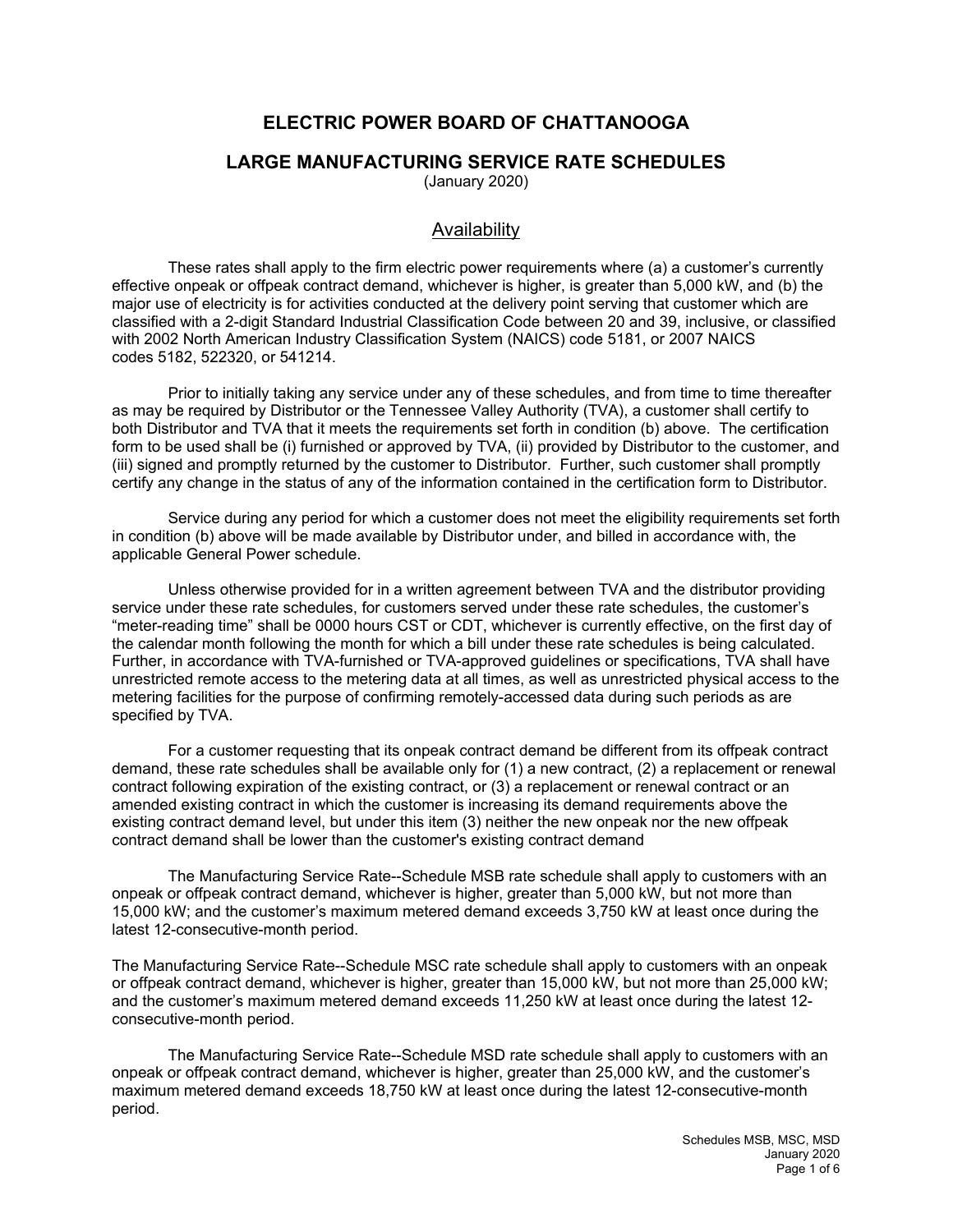# ELECTRIC POWER BOARD OF CHATTANOOGA

## LARGE MANUFACTURING SERVICE RATE SCHEDULES

(January 2020)

### Availability

These rates shall apply to the firm electric power requirements where (a) a customer's currently effective onpeak or offpeak contract demand, whichever is higher, is greater than 5,000 kW, and (b) the major use of electricity is for activities conducted at the delivery point serving that customer which are classified with a 2-digit Standard Industrial Classification Code between 20 and 39, inclusive, or classified with 2002 North American Industry Classification System (NAICS) code 5181, or 2007 NAICS codes 5182, 522320, or 541214.

Prior to initially taking any service under any of these schedules, and from time to time thereafter as may be required by Distributor or the Tennessee Valley Authority (TVA), a customer shall certify to both Distributor and TVA that it meets the requirements set forth in condition (b) above. The certification form to be used shall be (i) furnished or approved by TVA, (ii) provided by Distributor to the customer, and (iii) signed and promptly returned by the customer to Distributor. Further, such customer shall promptly certify any change in the status of any of the information contained in the certification form to Distributor.

Service during any period for which a customer does not meet the eligibility requirements set forth in condition (b) above will be made available by Distributor under, and billed in accordance with, the applicable General Power schedule.

Unless otherwise provided for in a written agreement between TVA and the distributor providing service under these rate schedules, for customers served under these rate schedules, the customer's "meter-reading time" shall be 0000 hours CST or CDT, whichever is currently effective, on the first day of the calendar month following the month for which a bill under these rate schedules is being calculated. Further, in accordance with TVA-furnished or TVA-approved guidelines or specifications, TVA shall have unrestricted remote access to the metering data at all times, as well as unrestricted physical access to the metering facilities for the purpose of confirming remotely-accessed data during such periods as are specified by TVA.

For a customer requesting that its onpeak contract demand be different from its offpeak contract demand, these rate schedules shall be available only for (1) a new contract, (2) a replacement or renewal contract following expiration of the existing contract, or (3) a replacement or renewal contract or an amended existing contract in which the customer is increasing its demand requirements above the existing contract demand level, but under this item (3) neither the new onpeak nor the new offpeak contract demand shall be lower than the customer's existing contract demand

The Manufacturing Service Rate--Schedule MSB rate schedule shall apply to customers with an onpeak or offpeak contract demand, whichever is higher, greater than 5,000 kW, but not more than 15,000 kW; and the customer's maximum metered demand exceeds 3,750 kW at least once during the latest 12-consecutive-month period.

The Manufacturing Service Rate--Schedule MSC rate schedule shall apply to customers with an onpeak or offpeak contract demand, whichever is higher, greater than 15,000 kW, but not more than 25,000 kW; and the customer's maximum metered demand exceeds 11,250 kW at least once during the latest 12-consecutive-month period.

The Manufacturing Service Rate--Schedule MSD rate schedule shall apply to customers with an onpeak or offpeak contract demand, whichever is higher, greater than 25,000 kW, and the customer's maximum metered demand exceeds 18,750 kW at least once during the latest 12-consecutive-month period.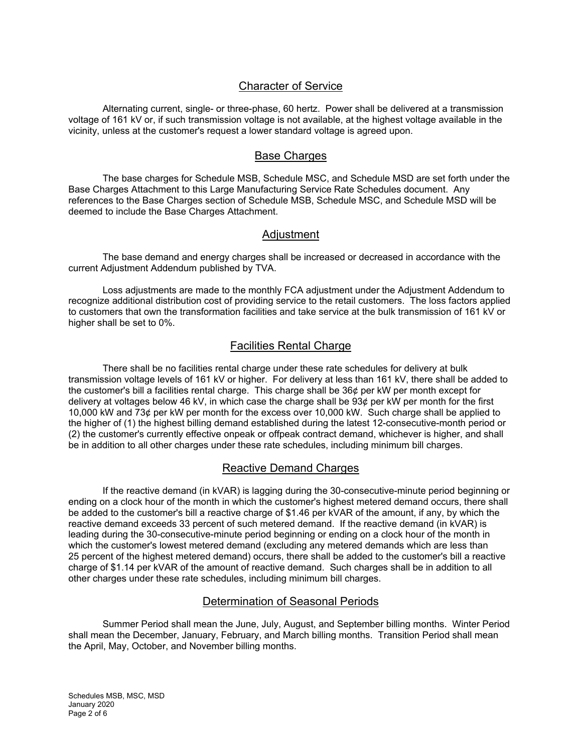## Character of Service

Alternating current, single- or three-phase, 60 hertz. Power shall be delivered at a transmission voltage of 161 kV or, if such transmission voltage is not available, at the highest voltage available in the vicinity, unless at the customer's request a lower standard voltage is agreed upon.

## Base Charges

The base charges for Schedule MSB, Schedule MSC, and Schedule MSD are set forth under the Base Charges Attachment to this Large Manufacturing Service Rate Schedules document. Any references to the Base Charges section of Schedule MSB, Schedule MSC, and Schedule MSD will be deemed to include the Base Charges Attachment.

## Adjustment

The base demand and energy charges shall be increased or decreased in accordance with the current Adjustment Addendum published by TVA.

Loss adjustments are made to the monthly FCA adjustment under the Adjustment Addendum to recognize additional distribution cost of providing service to the retail customers. The loss factors applied to customers that own the transformation facilities and take service at the bulk transmission of 161 kV or higher shall be set to 0%.

## Facilities Rental Charge

There shall be no facilities rental charge under these rate schedules for delivery at bulk transmission voltage levels of 161 kV or higher. For delivery at less than 161 kV, there shall be added to the customer's bill a facilities rental charge. This charge shall be 36¢ per kW per month except for delivery at voltages below 46 kV, in which case the charge shall be 93¢ per kW per month for the first 10,000 kW and 73¢ per kW per month for the excess over 10,000 kW. Such charge shall be applied to the higher of (1) the highest billing demand established during the latest 12-consecutive-month period or (2) the customer's currently effective onpeak or offpeak contract demand, whichever is higher, and shall be in addition to all other charges under these rate schedules, including minimum bill charges.

## Reactive Demand Charges

If the reactive demand (in kVAR) is lagging during the 30-consecutive-minute period beginning or ending on a clock hour of the month in which the customer's highest metered demand occurs, there shall be added to the customer's bill a reactive charge of $1.46 per kVAR of the amount, if any, by which the reactive demand exceeds 33 percent of such metered demand. If the reactive demand (in kVAR) is leading during the 30-consecutive-minute period beginning or ending on a clock hour of the month in which the customer's lowest metered demand (excluding any metered demands which are less than 25 percent of the highest metered demand) occurs, there shall be added to the customer's bill a reactive charge of $1.14 per kVAR of the amount of reactive demand. Such charges shall be in addition to all other charges under these rate schedules, including minimum bill charges.

## Determination of Seasonal Periods

Summer Period shall mean the June, July, August, and September billing months. Winter Period shall mean the December, January, February, and March billing months. Transition Period shall mean the April, May, October, and November billing months.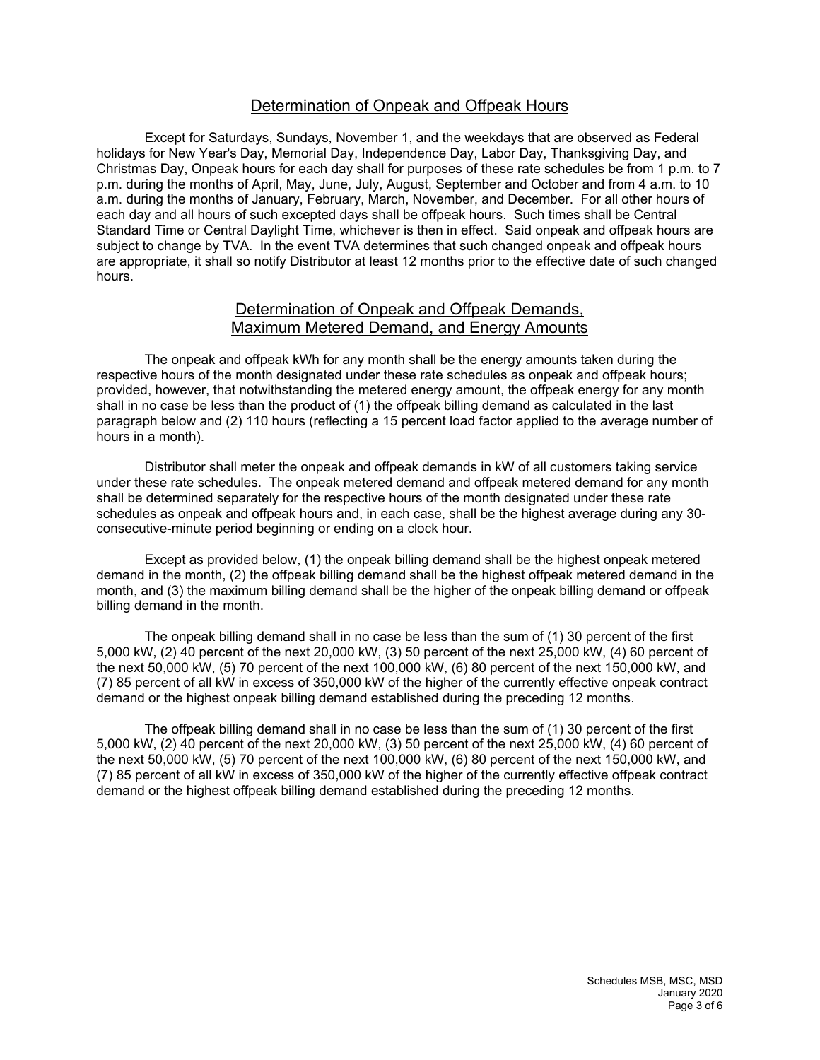## Determination of Onpeak and Offpeak Hours

Except for Saturdays, Sundays, November 1, and the weekdays that are observed as Federal holidays for New Year's Day, Memorial Day, Independence Day, Labor Day, Thanksgiving Day, and Christmas Day, Onpeak hours for each day shall for purposes of these rate schedules be from 1 p.m. to 7 p.m. during the months of April, May, June, July, August, September and October and from 4 a.m. to 10 a.m. during the months of January, February, March, November, and December. For all other hours of each day and all hours of such excepted days shall be offpeak hours. Such times shall be Central Standard Time or Central Daylight Time, whichever is then in effect. Said onpeak and offpeak hours are subject to change by TVA. In the event TVA determines that such changed onpeak and offpeak hours are appropriate, it shall so notify Distributor at least 12 months prior to the effective date of such changed hours.

## Determination of Onpeak and Offpeak Demands, Maximum Metered Demand, and Energy Amounts

The onpeak and offpeak kWh for any month shall be the energy amounts taken during the respective hours of the month designated under these rate schedules as onpeak and offpeak hours; provided, however, that notwithstanding the metered energy amount, the offpeak energy for any month shall in no case be less than the product of (1) the offpeak billing demand as calculated in the last paragraph below and (2) 110 hours (reflecting a 15 percent load factor applied to the average number of hours in a month).

Distributor shall meter the onpeak and offpeak demands in kW of all customers taking service under these rate schedules. The onpeak metered demand and offpeak metered demand for any month shall be determined separately for the respective hours of the month designated under these rate schedules as onpeak and offpeak hours and, in each case, shall be the highest average during any 30-consecutive-minute period beginning or ending on a clock hour.

Except as provided below, (1) the onpeak billing demand shall be the highest onpeak metered demand in the month, (2) the offpeak billing demand shall be the highest offpeak metered demand in the month, and (3) the maximum billing demand shall be the higher of the onpeak billing demand or offpeak billing demand in the month.

The onpeak billing demand shall in no case be less than the sum of (1) 30 percent of the first 5,000 kW, (2) 40 percent of the next 20,000 kW, (3) 50 percent of the next 25,000 kW, (4) 60 percent of the next 50,000 kW, (5) 70 percent of the next 100,000 kW, (6) 80 percent of the next 150,000 kW, and (7) 85 percent of all kW in excess of 350,000 kW of the higher of the currently effective onpeak contract demand or the highest onpeak billing demand established during the preceding 12 months.

The offpeak billing demand shall in no case be less than the sum of (1) 30 percent of the first 5,000 kW, (2) 40 percent of the next 20,000 kW, (3) 50 percent of the next 25,000 kW, (4) 60 percent of the next 50,000 kW, (5) 70 percent of the next 100,000 kW, (6) 80 percent of the next 150,000 kW, and (7) 85 percent of all kW in excess of 350,000 kW of the higher of the currently effective offpeak contract demand or the highest offpeak billing demand established during the preceding 12 months.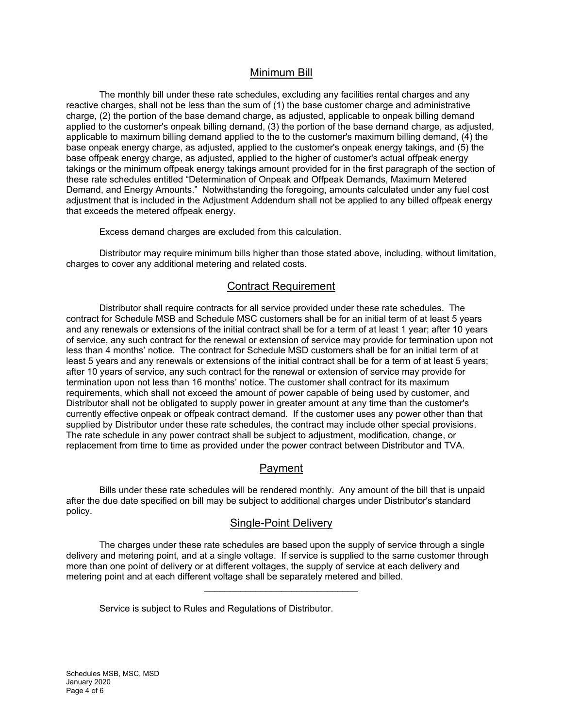## Minimum Bill

The monthly bill under these rate schedules, excluding any facilities rental charges and any reactive charges, shall not be less than the sum of (1) the base customer charge and administrative charge, (2) the portion of the base demand charge, as adjusted, applicable to onpeak billing demand applied to the customer's onpeak billing demand, (3) the portion of the base demand charge, as adjusted, applicable to maximum billing demand applied to the to the customer's maximum billing demand, (4) the base onpeak energy charge, as adjusted, applied to the customer's onpeak energy takings, and (5) the base offpeak energy charge, as adjusted, applied to the higher of customer's actual offpeak energy takings or the minimum offpeak energy takings amount provided for in the first paragraph of the section of these rate schedules entitled "Determination of Onpeak and Offpeak Demands, Maximum Metered Demand, and Energy Amounts." Notwithstanding the foregoing, amounts calculated under any fuel cost adjustment that is included in the Adjustment Addendum shall not be applied to any billed offpeak energy that exceeds the metered offpeak energy.

Excess demand charges are excluded from this calculation.

Distributor may require minimum bills higher than those stated above, including, without limitation, charges to cover any additional metering and related costs.

## Contract Requirement

Distributor shall require contracts for all service provided under these rate schedules. The contract for Schedule MSB and Schedule MSC customers shall be for an initial term of at least 5 years and any renewals or extensions of the initial contract shall be for a term of at least 1 year; after 10 years of service, any such contract for the renewal or extension of service may provide for termination upon not less than 4 months' notice. The contract for Schedule MSD customers shall be for an initial term of at least 5 years and any renewals or extensions of the initial contract shall be for a term of at least 5 years; after 10 years of service, any such contract for the renewal or extension of service may provide for termination upon not less than 16 months' notice. The customer shall contract for its maximum requirements, which shall not exceed the amount of power capable of being used by customer, and Distributor shall not be obligated to supply power in greater amount at any time than the customer's currently effective onpeak or offpeak contract demand. If the customer uses any power other than that supplied by Distributor under these rate schedules, the contract may include other special provisions. The rate schedule in any power contract shall be subject to adjustment, modification, change, or replacement from time to time as provided under the power contract between Distributor and TVA.

## Payment

Bills under these rate schedules will be rendered monthly. Any amount of the bill that is unpaid after the due date specified on bill may be subject to additional charges under Distributor's standard policy.

## Single-Point Delivery

The charges under these rate schedules are based upon the supply of service through a single delivery and metering point, and at a single voltage. If service is supplied to the same customer through more than one point of delivery or at different voltages, the supply of service at each delivery and metering point and at each different voltage shall be separately metered and billed.

---

Service is subject to Rules and Regulations of Distributor.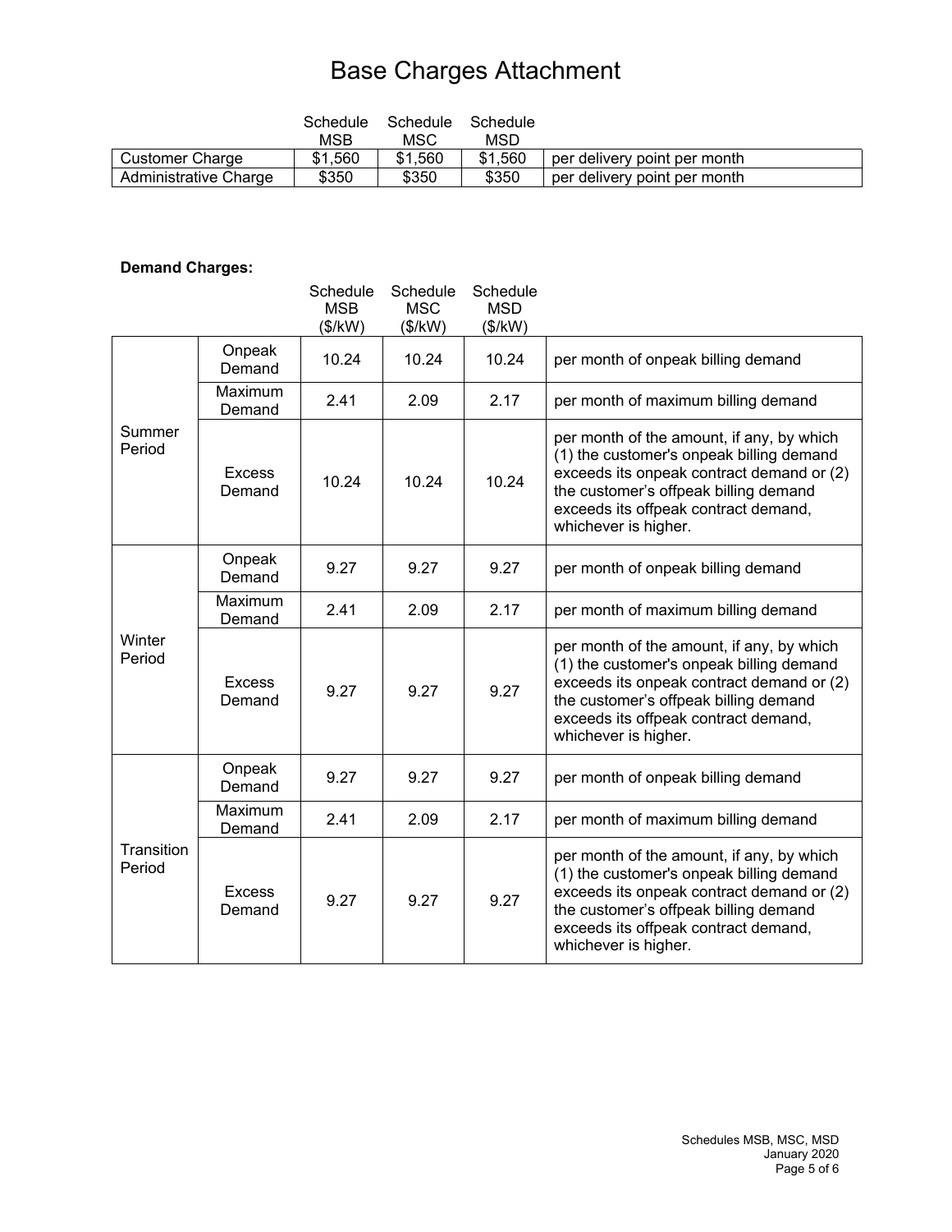# Base Charges Attachment

| | Schedule MSB | Schedule MSC | Schedule MSD | |
|---|---|---|---|---|
| Customer Charge | $1,560 | $1,560 | $1,560 | per delivery point per month |
| Administrative Charge | $350 | $350 | $350 | per delivery point per month |

**Demand Charges:**

| | | Schedule MSB ($/kW) | Schedule MSC ($/kW) | Schedule MSD ($/kW) | |
|---|---|---|---|---|---|
| Summer Period | Onpeak Demand | 10.24 | 10.24 | 10.24 | per month of onpeak billing demand |
| | Maximum Demand | 2.41 | 2.09 | 2.17 | per month of maximum billing demand |
| | Excess Demand | 10.24 | 10.24 | 10.24 | per month of the amount, if any, by which (1) the customer's onpeak billing demand exceeds its onpeak contract demand or (2) the customer's offpeak billing demand exceeds its offpeak contract demand, whichever is higher. |
| Winter Period | Onpeak Demand | 9.27 | 9.27 | 9.27 | per month of onpeak billing demand |
| | Maximum Demand | 2.41 | 2.09 | 2.17 | per month of maximum billing demand |
| | Excess Demand | 9.27 | 9.27 | 9.27 | per month of the amount, if any, by which (1) the customer's onpeak billing demand exceeds its onpeak contract demand or (2) the customer's offpeak billing demand exceeds its offpeak contract demand, whichever is higher. |
| Transition Period | Onpeak Demand | 9.27 | 9.27 | 9.27 | per month of onpeak billing demand |
| | Maximum Demand | 2.41 | 2.09 | 2.17 | per month of maximum billing demand |
| | Excess Demand | 9.27 | 9.27 | 9.27 | per month of the amount, if any, by which (1) the customer's onpeak billing demand exceeds its onpeak contract demand or (2) the customer's offpeak billing demand exceeds its offpeak contract demand, whichever is higher. |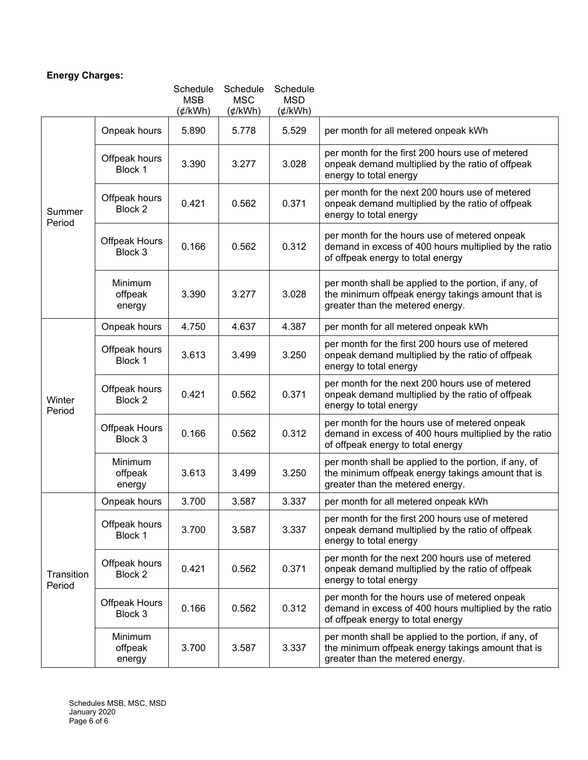**Energy Charges:**

| | | Schedule MSB (¢/kWh) | Schedule MSC (¢/kWh) | Schedule MSD (¢/kWh) | |
|---|---|---|---|---|---|
| Summer Period | Onpeak hours | 5.890 | 5.778 | 5.529 | per month for all metered onpeak kWh |
| | Offpeak hours Block 1 | 3.390 | 3.277 | 3.028 | per month for the first 200 hours use of metered onpeak demand multiplied by the ratio of offpeak energy to total energy |
| | Offpeak hours Block 2 | 0.421 | 0.562 | 0.371 | per month for the next 200 hours use of metered onpeak demand multiplied by the ratio of offpeak energy to total energy |
| | Offpeak Hours Block 3 | 0.166 | 0.562 | 0.312 | per month for the hours use of metered onpeak demand in excess of 400 hours multiplied by the ratio of offpeak energy to total energy |
| | Minimum offpeak energy | 3.390 | 3.277 | 3.028 | per month shall be applied to the portion, if any, of the minimum offpeak energy takings amount that is greater than the metered energy. |
| Winter Period | Onpeak hours | 4.750 | 4.637 | 4.387 | per month for all metered onpeak kWh |
| | Offpeak hours Block 1 | 3.613 | 3.499 | 3.250 | per month for the first 200 hours use of metered onpeak demand multiplied by the ratio of offpeak energy to total energy |
| | Offpeak hours Block 2 | 0.421 | 0.562 | 0.371 | per month for the next 200 hours use of metered onpeak demand multiplied by the ratio of offpeak energy to total energy |
| | Offpeak Hours Block 3 | 0.166 | 0.562 | 0.312 | per month for the hours use of metered onpeak demand in excess of 400 hours multiplied by the ratio of offpeak energy to total energy |
| | Minimum offpeak energy | 3.613 | 3.499 | 3.250 | per month shall be applied to the portion, if any, of the minimum offpeak energy takings amount that is greater than the metered energy. |
| Transition Period | Onpeak hours | 3.700 | 3.587 | 3.337 | per month for all metered onpeak kWh |
| | Offpeak hours Block 1 | 3.700 | 3.587 | 3.337 | per month for the first 200 hours use of metered onpeak demand multiplied by the ratio of offpeak energy to total energy |
| | Offpeak hours Block 2 | 0.421 | 0.562 | 0.371 | per month for the next 200 hours use of metered onpeak demand multiplied by the ratio of offpeak energy to total energy |
| | Offpeak Hours Block 3 | 0.166 | 0.562 | 0.312 | per month for the hours use of metered onpeak demand in excess of 400 hours multiplied by the ratio of offpeak energy to total energy |
| | Minimum offpeak energy | 3.700 | 3.587 | 3.337 | per month shall be applied to the portion, if any, of the minimum offpeak energy takings amount that is greater than the metered energy. |